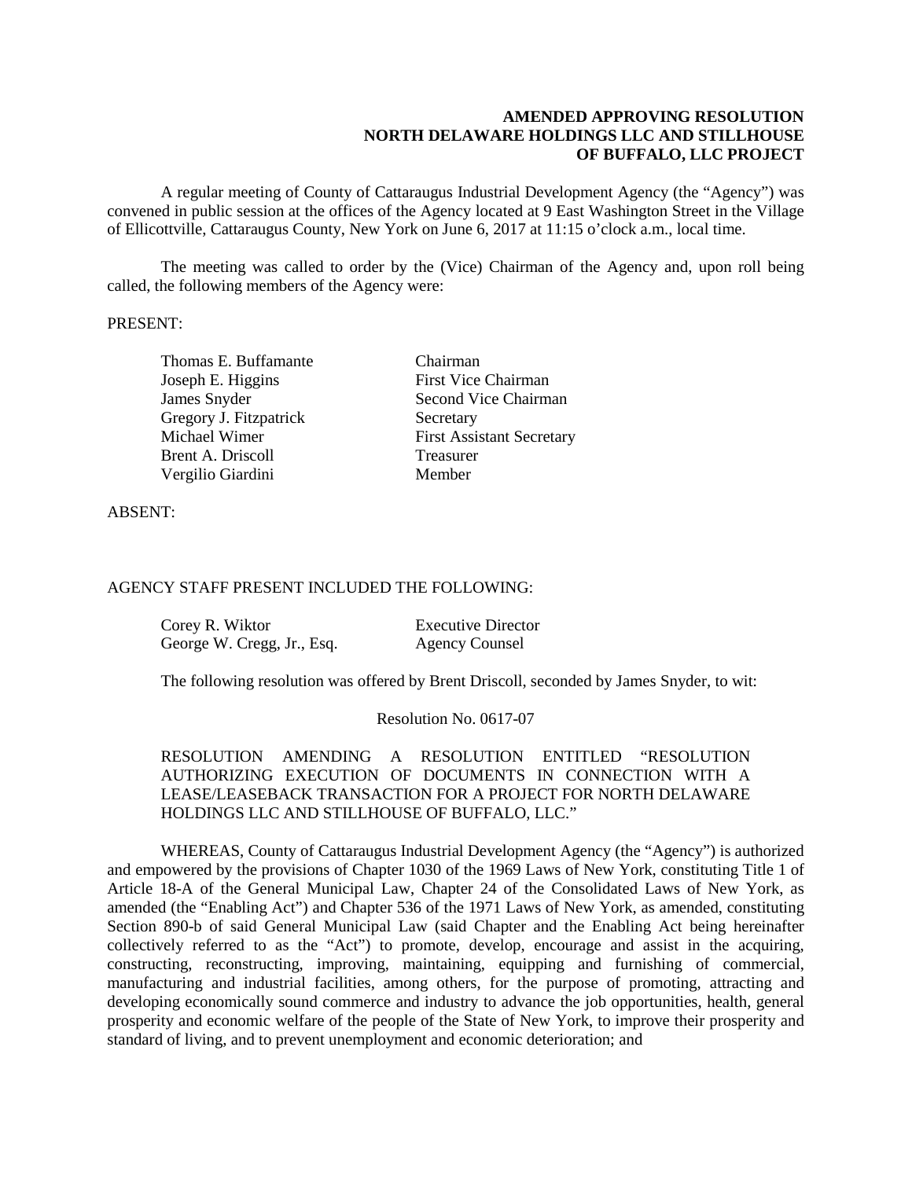**AMENDED APPROVING RESOLUTION**
**NORTH DELAWARE HOLDINGS LLC AND STILLHOUSE OF BUFFALO, LLC PROJECT**

A regular meeting of County of Cattaraugus Industrial Development Agency (the "Agency") was convened in public session at the offices of the Agency located at 9 East Washington Street in the Village of Ellicottville, Cattaraugus County, New York on June 6, 2017 at 11:15 o'clock a.m., local time.

The meeting was called to order by the (Vice) Chairman of the Agency and, upon roll being called, the following members of the Agency were:

PRESENT:

| | |
|---|---|
| Thomas E. Buffamante | Chairman |
| Joseph E. Higgins | First Vice Chairman |
| James Snyder | Second Vice Chairman |
| Gregory J. Fitzpatrick | Secretary |
| Michael Wimer | First Assistant Secretary |
| Brent A. Driscoll | Treasurer |
| Vergilio Giardini | Member |

ABSENT:

AGENCY STAFF PRESENT INCLUDED THE FOLLOWING:

| | |
|---|---|
| Corey R. Wiktor | Executive Director |
| George W. Cregg, Jr., Esq. | Agency Counsel |

The following resolution was offered by Brent Driscoll, seconded by James Snyder, to wit:

Resolution No. 0617-07

RESOLUTION AMENDING A RESOLUTION ENTITLED "RESOLUTION AUTHORIZING EXECUTION OF DOCUMENTS IN CONNECTION WITH A LEASE/LEASEBACK TRANSACTION FOR A PROJECT FOR NORTH DELAWARE HOLDINGS LLC AND STILLHOUSE OF BUFFALO, LLC."

WHEREAS, County of Cattaraugus Industrial Development Agency (the "Agency") is authorized and empowered by the provisions of Chapter 1030 of the 1969 Laws of New York, constituting Title 1 of Article 18-A of the General Municipal Law, Chapter 24 of the Consolidated Laws of New York, as amended (the "Enabling Act") and Chapter 536 of the 1971 Laws of New York, as amended, constituting Section 890-b of said General Municipal Law (said Chapter and the Enabling Act being hereinafter collectively referred to as the "Act") to promote, develop, encourage and assist in the acquiring, constructing, reconstructing, improving, maintaining, equipping and furnishing of commercial, manufacturing and industrial facilities, among others, for the purpose of promoting, attracting and developing economically sound commerce and industry to advance the job opportunities, health, general prosperity and economic welfare of the people of the State of New York, to improve their prosperity and standard of living, and to prevent unemployment and economic deterioration; and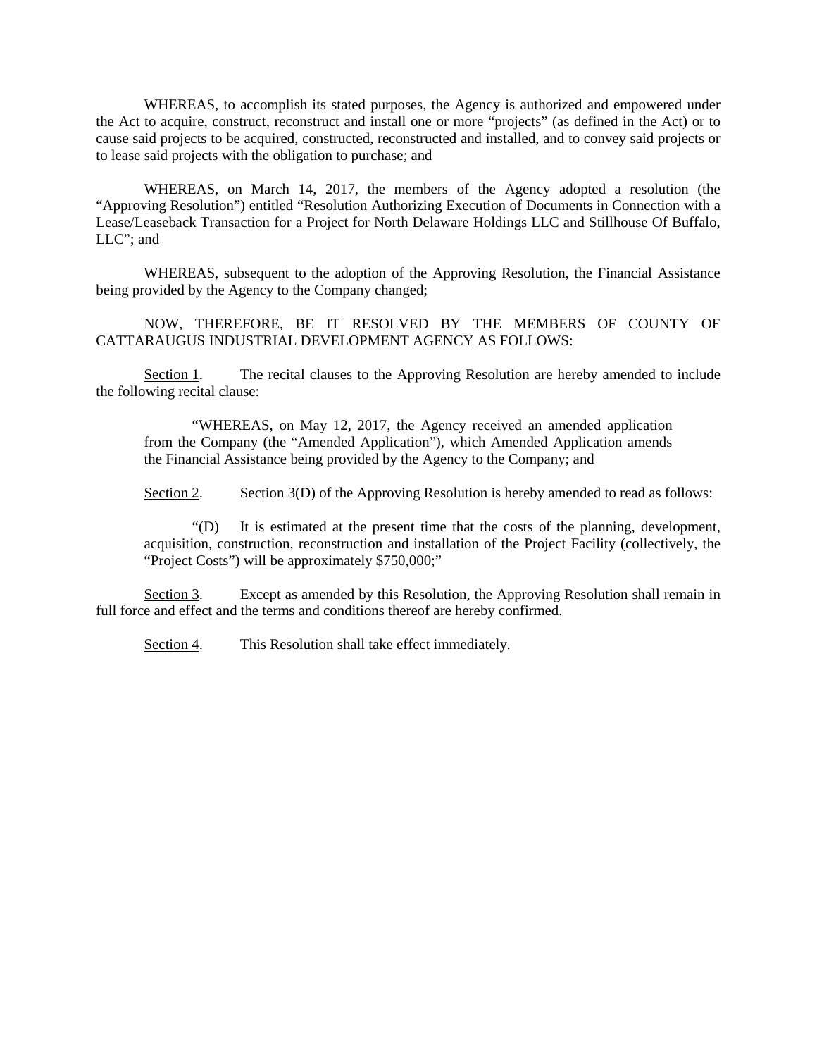WHEREAS, to accomplish its stated purposes, the Agency is authorized and empowered under the Act to acquire, construct, reconstruct and install one or more "projects" (as defined in the Act) or to cause said projects to be acquired, constructed, reconstructed and installed, and to convey said projects or to lease said projects with the obligation to purchase; and

WHEREAS, on March 14, 2017, the members of the Agency adopted a resolution (the "Approving Resolution") entitled "Resolution Authorizing Execution of Documents in Connection with a Lease/Leaseback Transaction for a Project for North Delaware Holdings LLC and Stillhouse Of Buffalo, LLC"; and

WHEREAS, subsequent to the adoption of the Approving Resolution, the Financial Assistance being provided by the Agency to the Company changed;

NOW, THEREFORE, BE IT RESOLVED BY THE MEMBERS OF COUNTY OF CATTARAUGUS INDUSTRIAL DEVELOPMENT AGENCY AS FOLLOWS:

Section 1. The recital clauses to the Approving Resolution are hereby amended to include the following recital clause:

> "WHEREAS, on May 12, 2017, the Agency received an amended application from the Company (the "Amended Application"), which Amended Application amends the Financial Assistance being provided by the Agency to the Company; and

Section 2. Section 3(D) of the Approving Resolution is hereby amended to read as follows:

> "(D) It is estimated at the present time that the costs of the planning, development, acquisition, construction, reconstruction and installation of the Project Facility (collectively, the "Project Costs") will be approximately $750,000;"

Section 3. Except as amended by this Resolution, the Approving Resolution shall remain in full force and effect and the terms and conditions thereof are hereby confirmed.

Section 4. This Resolution shall take effect immediately.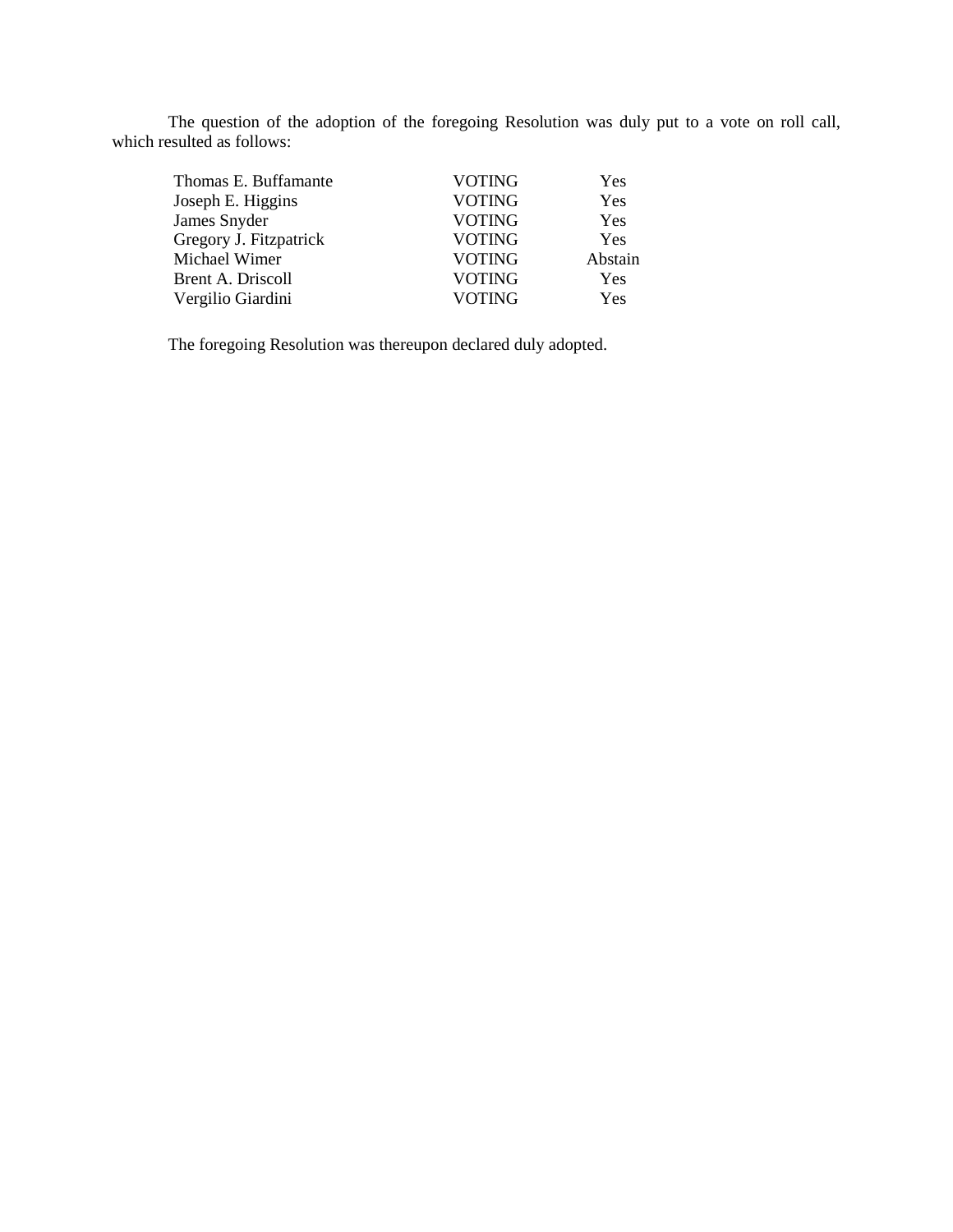The question of the adoption of the foregoing Resolution was duly put to a vote on roll call, which resulted as follows:

| | | |
|---|---|---|
| Thomas E. Buffamante | VOTING | Yes |
| Joseph E. Higgins | VOTING | Yes |
| James Snyder | VOTING | Yes |
| Gregory J. Fitzpatrick | VOTING | Yes |
| Michael Wimer | VOTING | Abstain |
| Brent A. Driscoll | VOTING | Yes |
| Vergilio Giardini | VOTING | Yes |

The foregoing Resolution was thereupon declared duly adopted.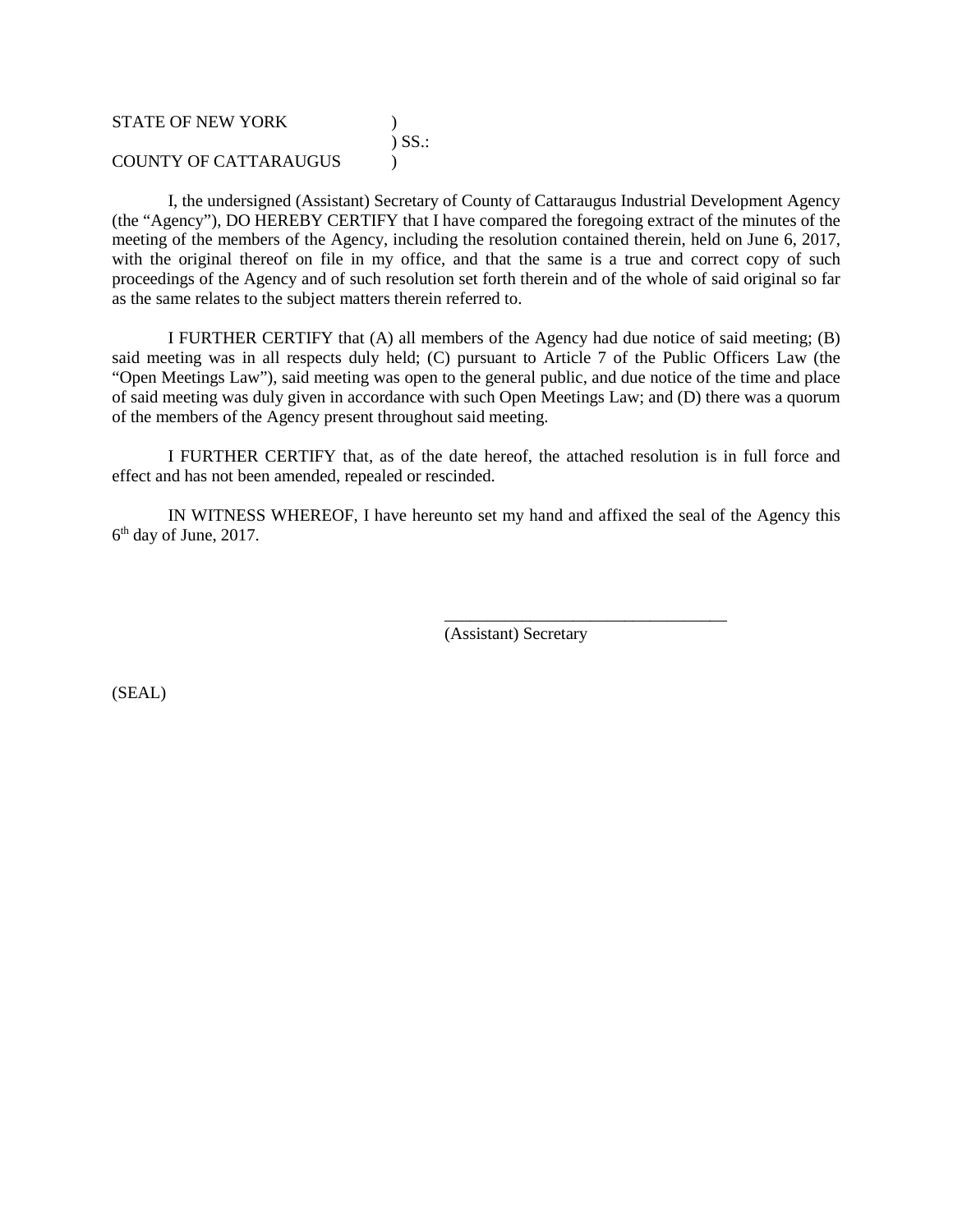STATE OF NEW YORK )
) SS.:
COUNTY OF CATTARAUGUS )

I, the undersigned (Assistant) Secretary of County of Cattaraugus Industrial Development Agency (the "Agency"), DO HEREBY CERTIFY that I have compared the foregoing extract of the minutes of the meeting of the members of the Agency, including the resolution contained therein, held on June 6, 2017, with the original thereof on file in my office, and that the same is a true and correct copy of such proceedings of the Agency and of such resolution set forth therein and of the whole of said original so far as the same relates to the subject matters therein referred to.

I FURTHER CERTIFY that (A) all members of the Agency had due notice of said meeting; (B) said meeting was in all respects duly held; (C) pursuant to Article 7 of the Public Officers Law (the "Open Meetings Law"), said meeting was open to the general public, and due notice of the time and place of said meeting was duly given in accordance with such Open Meetings Law; and (D) there was a quorum of the members of the Agency present throughout said meeting.

I FURTHER CERTIFY that, as of the date hereof, the attached resolution is in full force and effect and has not been amended, repealed or rescinded.

IN WITNESS WHEREOF, I have hereunto set my hand and affixed the seal of the Agency this 6th day of June, 2017.

\_\_\_\_\_\_\_\_\_\_\_\_\_\_\_\_\_\_\_\_\_\_\_\_\_\_\_\_\_\_\_\_\_\_
(Assistant) Secretary

(SEAL)